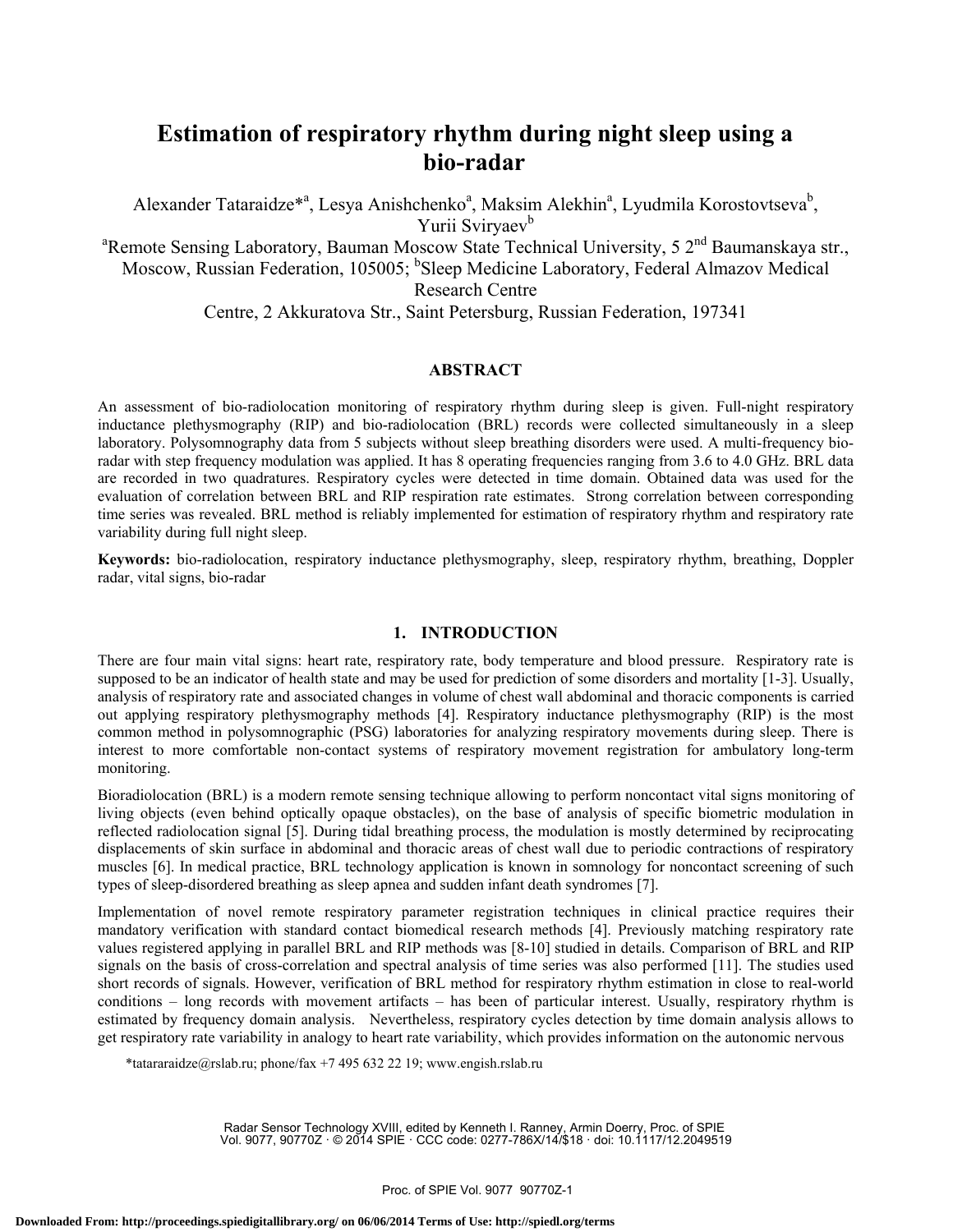# Estimation of respiratory rhythm during night sleep using a bio-radar

Alexander Tataraidze*[a], Lesya Anishchenko[a], Maksim Alekhin[a], Lyudmila Korostovtseva[b], Yurii Sviryaev[b]

[a]Remote Sensing Laboratory, Bauman Moscow State Technical University, 5 2[nd] Baumanskaya str., Moscow, Russian Federation, 105005; [b]Sleep Medicine Laboratory, Federal Almazov Medical Research Centre

Centre, 2 Akkuratova Str., Saint Petersburg, Russian Federation, 197341

## ABSTRACT

An assessment of bio-radiolocation monitoring of respiratory rhythm during sleep is given. Full-night respiratory inductance plethysmography (RIP) and bio-radiolocation (BRL) records were collected simultaneously in a sleep laboratory. Polysomnography data from 5 subjects without sleep breathing disorders were used. A multi-frequency bio-radar with step frequency modulation was applied. It has 8 operating frequencies ranging from 3.6 to 4.0 GHz. BRL data are recorded in two quadratures. Respiratory cycles were detected in time domain. Obtained data was used for the evaluation of correlation between BRL and RIP respiration rate estimates. Strong correlation between corresponding time series was revealed. BRL method is reliably implemented for estimation of respiratory rhythm and respiratory rate variability during full night sleep.

**Keywords:** bio-radiolocation, respiratory inductance plethysmography, sleep, respiratory rhythm, breathing, Doppler radar, vital signs, bio-radar

## 1. INTRODUCTION

There are four main vital signs: heart rate, respiratory rate, body temperature and blood pressure. Respiratory rate is supposed to be an indicator of health state and may be used for prediction of some disorders and mortality [1-3]. Usually, analysis of respiratory rate and associated changes in volume of chest wall abdominal and thoracic components is carried out applying respiratory plethysmography methods [4]. Respiratory inductance plethysmography (RIP) is the most common method in polysomnographic (PSG) laboratories for analyzing respiratory movements during sleep. There is interest to more comfortable non-contact systems of respiratory movement registration for ambulatory long-term monitoring.

Bioradiolocation (BRL) is a modern remote sensing technique allowing to perform noncontact vital signs monitoring of living objects (even behind optically opaque obstacles), on the base of analysis of specific biometric modulation in reflected radiolocation signal [5]. During tidal breathing process, the modulation is mostly determined by reciprocating displacements of skin surface in abdominal and thoracic areas of chest wall due to periodic contractions of respiratory muscles [6]. In medical practice, BRL technology application is known in somnology for noncontact screening of such types of sleep-disordered breathing as sleep apnea and sudden infant death syndromes [7].

Implementation of novel remote respiratory parameter registration techniques in clinical practice requires their mandatory verification with standard contact biomedical research methods [4]. Previously matching respiratory rate values registered applying in parallel BRL and RIP methods was [8-10] studied in details. Comparison of BRL and RIP signals on the basis of cross-correlation and spectral analysis of time series was also performed [11]. The studies used short records of signals. However, verification of BRL method for respiratory rhythm estimation in close to real-world conditions – long records with movement artifacts – has been of particular interest. Usually, respiratory rhythm is estimated by frequency domain analysis. Nevertheless, respiratory cycles detection by time domain analysis allows to get respiratory rate variability in analogy to heart rate variability, which provides information on the autonomic nervous

*tatararaidze@rslab.ru; phone/fax +7 495 632 22 19; www.engish.rslab.ru

Radar Sensor Technology XVIII, edited by Kenneth I. Ranney, Armin Doerry, Proc. of SPIE Vol. 9077, 90770Z · © 2014 SPIE · CCC code: 0277-786X/14/$18 · doi: 10.1117/12.2049519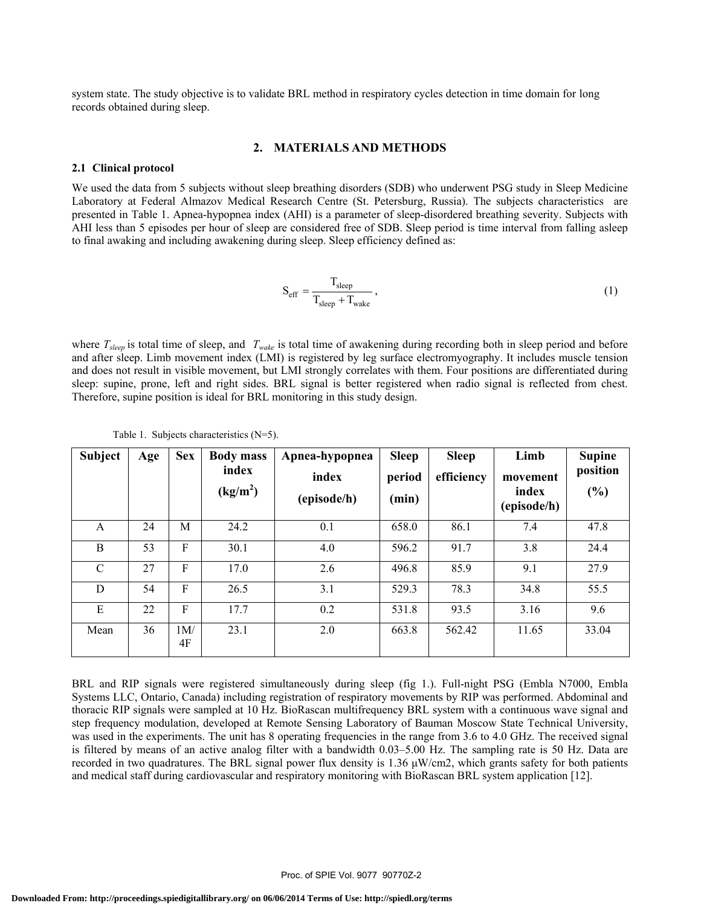system state. The study objective is to validate BRL method in respiratory cycles detection in time domain for long records obtained during sleep.

## 2. MATERIALS AND METHODS

### 2.1 Clinical protocol

We used the data from 5 subjects without sleep breathing disorders (SDB) who underwent PSG study in Sleep Medicine Laboratory at Federal Almazov Medical Research Centre (St. Petersburg, Russia). The subjects characteristics are presented in Table 1. Apnea-hypopnea index (AHI) is a parameter of sleep-disordered breathing severity. Subjects with AHI less than 5 episodes per hour of sleep are considered free of SDB. Sleep period is time interval from falling asleep to final awaking and including awakening during sleep. Sleep efficiency defined as:

$$S_{eff} = \frac{T_{sleep}}{T_{sleep} + T_{wake}}, \tag{1}$$

where $T_{sleep}$ is total time of sleep, and $T_{wake}$ is total time of awakening during recording both in sleep period and before and after sleep. Limb movement index (LMI) is registered by leg surface electromyography. It includes muscle tension and does not result in visible movement, but LMI strongly correlates with them. Four positions are differentiated during sleep: supine, prone, left and right sides. BRL signal is better registered when radio signal is reflected from chest. Therefore, supine position is ideal for BRL monitoring in this study design.

Table 1. Subjects characteristics (N=5).

| Subject | Age | Sex | Body mass index (kg/m$^2$) | Apnea-hypopnea index (episode/h) | Sleep period (min) | Sleep efficiency | Limb movement index (episode/h) | Supine position (%) |
|---|---|---|---|---|---|---|---|---|
| A | 24 | M | 24.2 | 0.1 | 658.0 | 86.1 | 7.4 | 47.8 |
| B | 53 | F | 30.1 | 4.0 | 596.2 | 91.7 | 3.8 | 24.4 |
| C | 27 | F | 17.0 | 2.6 | 496.8 | 85.9 | 9.1 | 27.9 |
| D | 54 | F | 26.5 | 3.1 | 529.3 | 78.3 | 34.8 | 55.5 |
| E | 22 | F | 17.7 | 0.2 | 531.8 | 93.5 | 3.16 | 9.6 |
| Mean | 36 | 1M/ 4F | 23.1 | 2.0 | 663.8 | 562.42 | 11.65 | 33.04 |

BRL and RIP signals were registered simultaneously during sleep (fig 1.). Full-night PSG (Embla N7000, Embla Systems LLC, Ontario, Canada) including registration of respiratory movements by RIP was performed. Abdominal and thoracic RIP signals were sampled at 10 Hz. BioRascan multifrequency BRL system with a continuous wave signal and step frequency modulation, developed at Remote Sensing Laboratory of Bauman Moscow State Technical University, was used in the experiments. The unit has 8 operating frequencies in the range from 3.6 to 4.0 GHz. The received signal is filtered by means of an active analog filter with a bandwidth 0.03–5.00 Hz. The sampling rate is 50 Hz. Data are recorded in two quadratures. The BRL signal power flux density is 1.36 μW/cm2, which grants safety for both patients and medical staff during cardiovascular and respiratory monitoring with BioRascan BRL system application [12].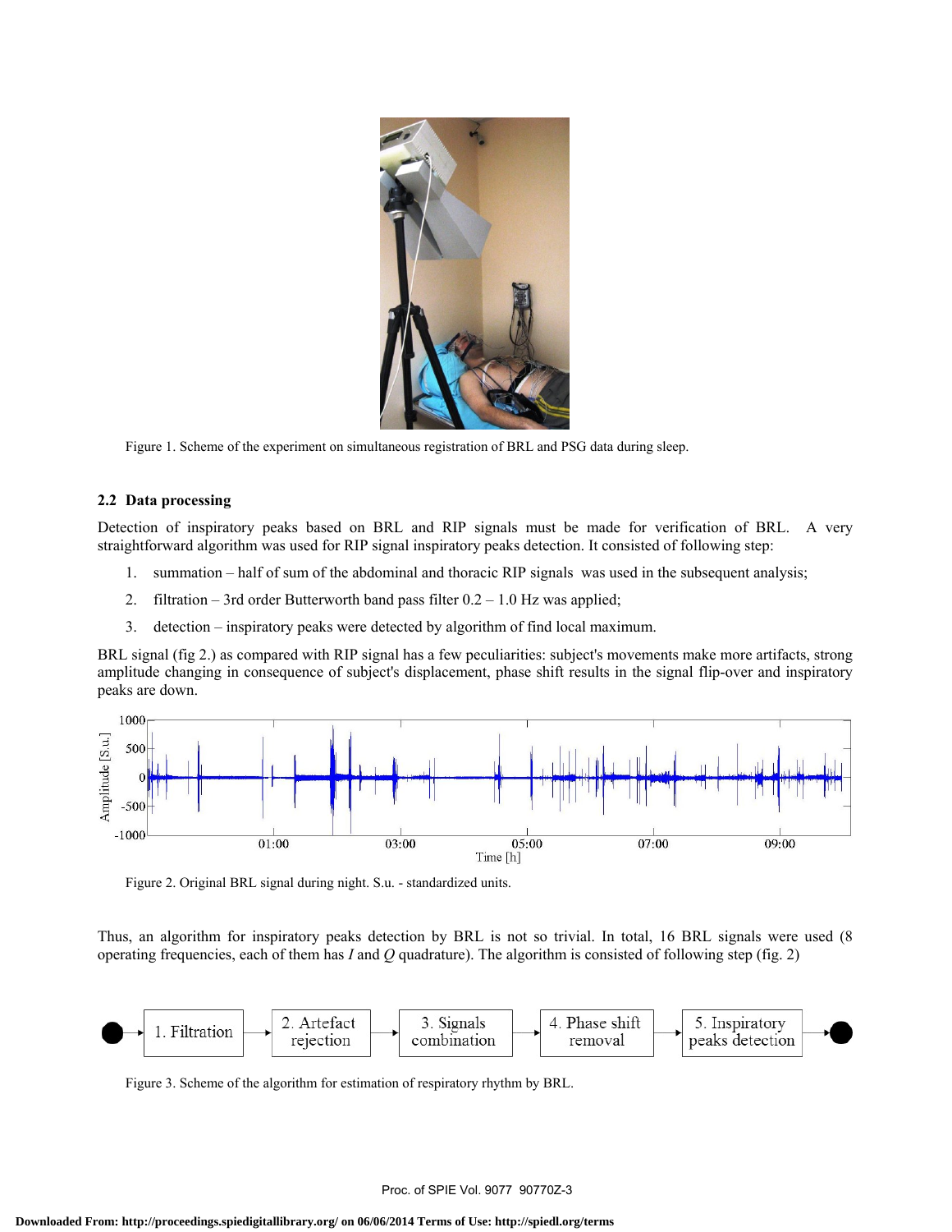Figure 1. Scheme of the experiment on simultaneous registration of BRL and PSG data during sleep.

### 2.2 Data processing

Detection of inspiratory peaks based on BRL and RIP signals must be made for verification of BRL. A very straightforward algorithm was used for RIP signal inspiratory peaks detection. It consisted of following step:

1. summation – half of sum of the abdominal and thoracic RIP signals was used in the subsequent analysis;
2. filtration – 3rd order Butterworth band pass filter 0.2 – 1.0 Hz was applied;
3. detection – inspiratory peaks were detected by algorithm of find local maximum.

BRL signal (fig 2.) as compared with RIP signal has a few peculiarities: subject's movements make more artifacts, strong amplitude changing in consequence of subject's displacement, phase shift results in the signal flip-over and inspiratory peaks are down.

Figure 2. Original BRL signal during night. S.u. - standardized units.

Thus, an algorithm for inspiratory peaks detection by BRL is not so trivial. In total, 16 BRL signals were used (8 operating frequencies, each of them has *I* and *Q* quadrature). The algorithm is consisted of following step (fig. 2)

1. Filtration → 2. Artefact rejection → 3. Signals combination → 4. Phase shift removal → 5. Inspiratory peaks detection

Figure 3. Scheme of the algorithm for estimation of respiratory rhythm by BRL.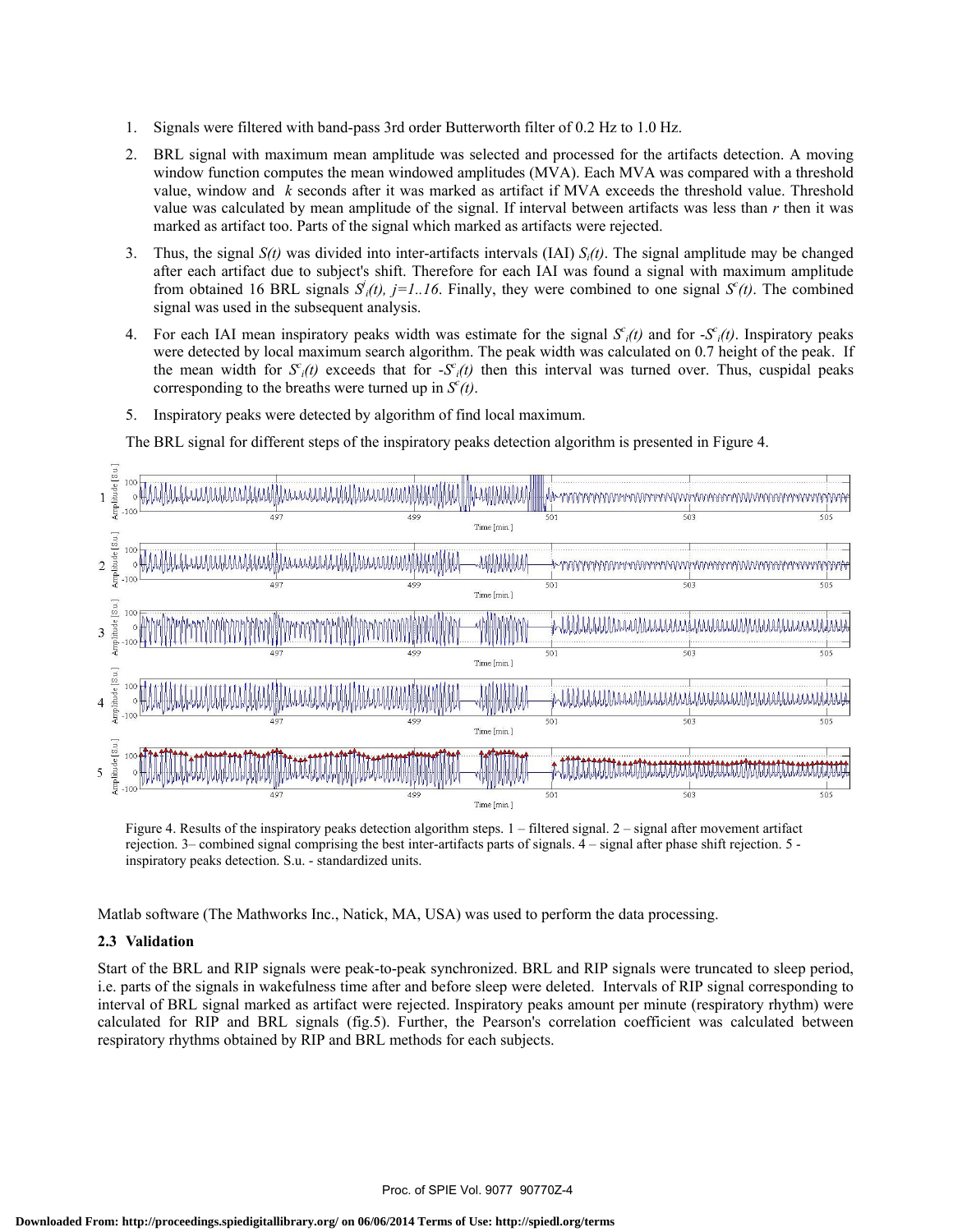1. Signals were filtered with band-pass 3rd order Butterworth filter of 0.2 Hz to 1.0 Hz.
2. BRL signal with maximum mean amplitude was selected and processed for the artifacts detection. A moving window function computes the mean windowed amplitudes (MVA). Each MVA was compared with a threshold value, window and *k* seconds after it was marked as artifact if MVA exceeds the threshold value. Threshold value was calculated by mean amplitude of the signal. If interval between artifacts was less than *r* then it was marked as artifact too. Parts of the signal which marked as artifacts were rejected.
3. Thus, the signal $S(t)$ was divided into inter-artifacts intervals (IAI) $S_i(t)$. The signal amplitude may be changed after each artifact due to subject's shift. Therefore for each IAI was found a signal with maximum amplitude from obtained 16 BRL signals $S^j_i(t)$, $j=1..16$. Finally, they were combined to one signal $S^c(t)$. The combined signal was used in the subsequent analysis.
4. For each IAI mean inspiratory peaks width was estimate for the signal $S^c_i(t)$ and for $-S^c_i(t)$. Inspiratory peaks were detected by local maximum search algorithm. The peak width was calculated on 0.7 height of the peak. If the mean width for $S^c_i(t)$ exceeds that for $-S^c_i(t)$ then this interval was turned over. Thus, cuspidal peaks corresponding to the breaths were turned up in $S^c(t)$.
5. Inspiratory peaks were detected by algorithm of find local maximum.

The BRL signal for different steps of the inspiratory peaks detection algorithm is presented in Figure 4.

Figure 4. Results of the inspiratory peaks detection algorithm steps. 1 – filtered signal. 2 – signal after movement artifact rejection. 3– combined signal comprising the best inter-artifacts parts of signals. 4 – signal after phase shift rejection. 5 - inspiratory peaks detection. S.u. - standardized units.

Matlab software (The Mathworks Inc., Natick, MA, USA) was used to perform the data processing.

### 2.3 Validation

Start of the BRL and RIP signals were peak-to-peak synchronized. BRL and RIP signals were truncated to sleep period, i.e. parts of the signals in wakefulness time after and before sleep were deleted. Intervals of RIP signal corresponding to interval of BRL signal marked as artifact were rejected. Inspiratory peaks amount per minute (respiratory rhythm) were calculated for RIP and BRL signals (fig.5). Further, the Pearson's correlation coefficient was calculated between respiratory rhythms obtained by RIP and BRL methods for each subjects.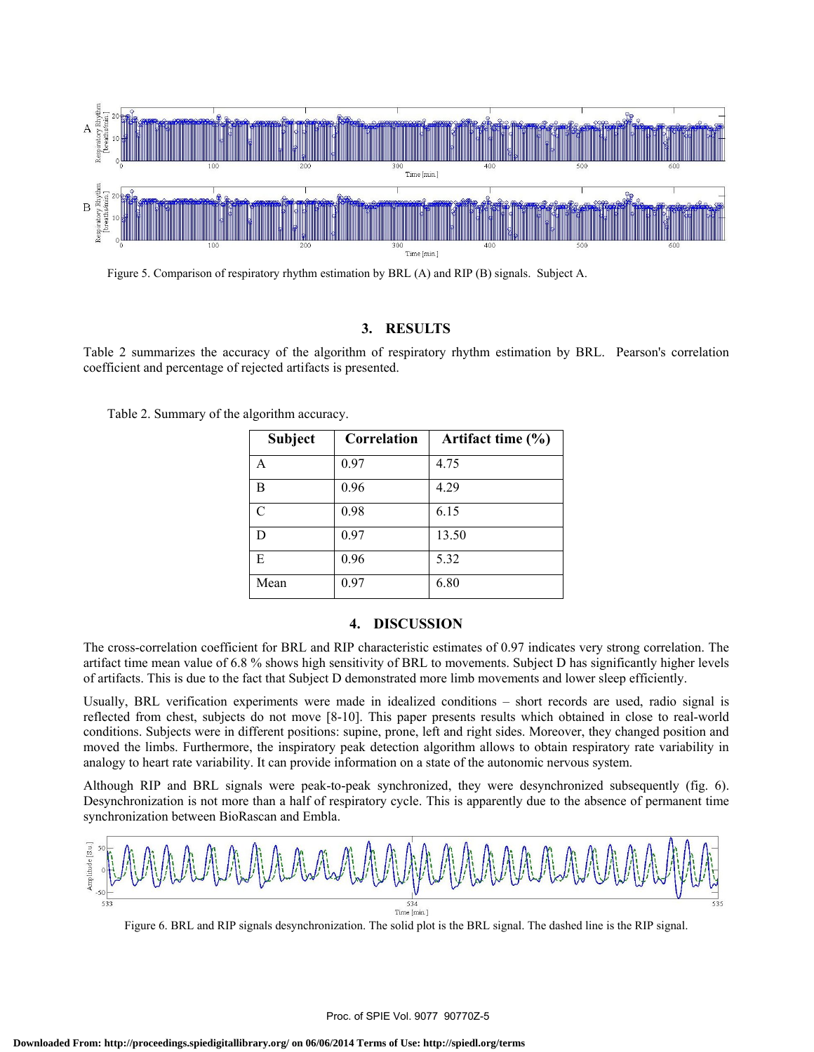Figure 5. Comparison of respiratory rhythm estimation by BRL (A) and RIP (B) signals. Subject A.

## 3. RESULTS

Table 2 summarizes the accuracy of the algorithm of respiratory rhythm estimation by BRL. Pearson's correlation coefficient and percentage of rejected artifacts is presented.

Table 2. Summary of the algorithm accuracy.

| Subject | Correlation | Artifact time (%) |
|---|---|---|
| A | 0.97 | 4.75 |
| B | 0.96 | 4.29 |
| C | 0.98 | 6.15 |
| D | 0.97 | 13.50 |
| E | 0.96 | 5.32 |
| Mean | 0.97 | 6.80 |

## 4. DISCUSSION

The cross-correlation coefficient for BRL and RIP characteristic estimates of 0.97 indicates very strong correlation. The artifact time mean value of 6.8 % shows high sensitivity of BRL to movements. Subject D has significantly higher levels of artifacts. This is due to the fact that Subject D demonstrated more limb movements and lower sleep efficiently.

Usually, BRL verification experiments were made in idealized conditions – short records are used, radio signal is reflected from chest, subjects do not move [8-10]. This paper presents results which obtained in close to real-world conditions. Subjects were in different positions: supine, prone, left and right sides. Moreover, they changed position and moved the limbs. Furthermore, the inspiratory peak detection algorithm allows to obtain respiratory rate variability in analogy to heart rate variability. It can provide information on a state of the autonomic nervous system.

Although RIP and BRL signals were peak-to-peak synchronized, they were desynchronized subsequently (fig. 6). Desynchronization is not more than a half of respiratory cycle. This is apparently due to the absence of permanent time synchronization between BioRascan and Embla.

Figure 6. BRL and RIP signals desynchronization. The solid plot is the BRL signal. The dashed line is the RIP signal.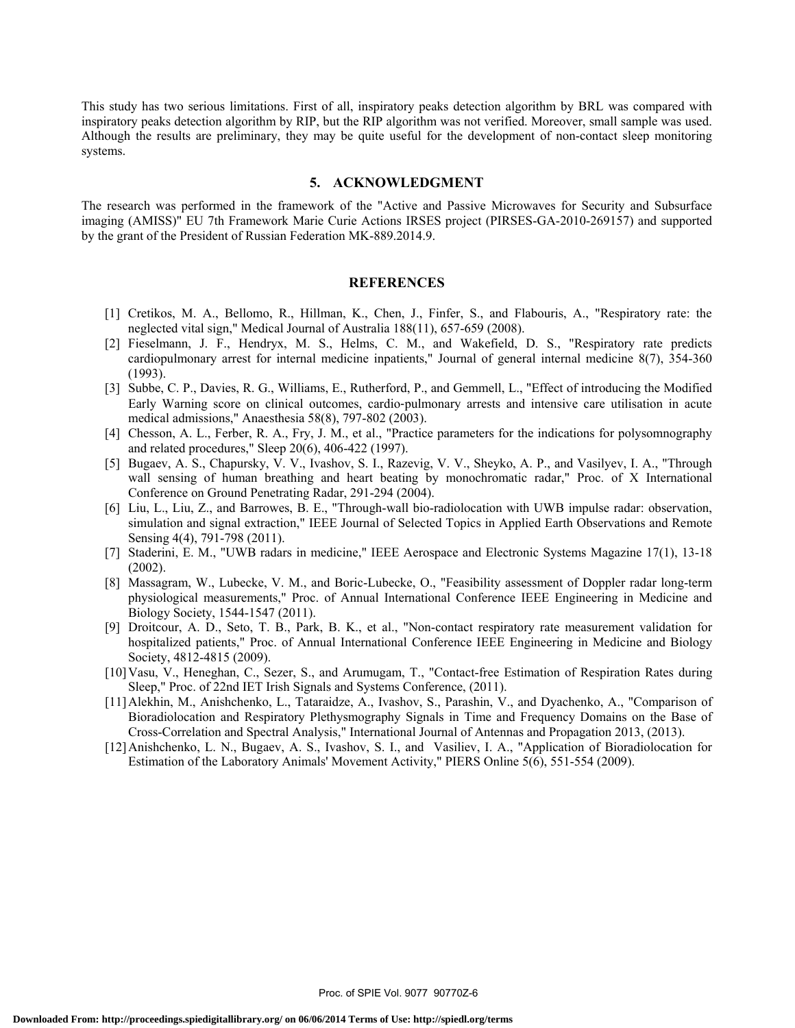This study has two serious limitations. First of all, inspiratory peaks detection algorithm by BRL was compared with inspiratory peaks detection algorithm by RIP, but the RIP algorithm was not verified. Moreover, small sample was used. Although the results are preliminary, they may be quite useful for the development of non-contact sleep monitoring systems.

## 5. ACKNOWLEDGMENT

The research was performed in the framework of the "Active and Passive Microwaves for Security and Subsurface imaging (AMISS)" EU 7th Framework Marie Curie Actions IRSES project (PIRSES-GA-2010-269157) and supported by the grant of the President of Russian Federation MK-889.2014.9.

## REFERENCES

[1] Cretikos, M. A., Bellomo, R., Hillman, K., Chen, J., Finfer, S., and Flabouris, A., "Respiratory rate: the neglected vital sign," Medical Journal of Australia 188(11), 657-659 (2008).

[2] Fieselmann, J. F., Hendryx, M. S., Helms, C. M., and Wakefield, D. S., "Respiratory rate predicts cardiopulmonary arrest for internal medicine inpatients," Journal of general internal medicine 8(7), 354-360 (1993).

[3] Subbe, C. P., Davies, R. G., Williams, E., Rutherford, P., and Gemmell, L., "Effect of introducing the Modified Early Warning score on clinical outcomes, cardio-pulmonary arrests and intensive care utilisation in acute medical admissions," Anaesthesia 58(8), 797-802 (2003).

[4] Chesson, A. L., Ferber, R. A., Fry, J. M., et al., "Practice parameters for the indications for polysomnography and related procedures," Sleep 20(6), 406-422 (1997).

[5] Bugaev, A. S., Chapursky, V. V., Ivashov, S. I., Razevig, V. V., Sheyko, A. P., and Vasilyev, I. A., "Through wall sensing of human breathing and heart beating by monochromatic radar," Proc. of X International Conference on Ground Penetrating Radar, 291-294 (2004).

[6] Liu, L., Liu, Z., and Barrowes, B. E., "Through-wall bio-radiolocation with UWB impulse radar: observation, simulation and signal extraction," IEEE Journal of Selected Topics in Applied Earth Observations and Remote Sensing 4(4), 791-798 (2011).

[7] Staderini, E. M., "UWB radars in medicine," IEEE Aerospace and Electronic Systems Magazine 17(1), 13-18 (2002).

[8] Massagram, W., Lubecke, V. M., and Boric-Lubecke, O., "Feasibility assessment of Doppler radar long-term physiological measurements," Proc. of Annual International Conference IEEE Engineering in Medicine and Biology Society, 1544-1547 (2011).

[9] Droitcour, A. D., Seto, T. B., Park, B. K., et al., "Non-contact respiratory rate measurement validation for hospitalized patients," Proc. of Annual International Conference IEEE Engineering in Medicine and Biology Society, 4812-4815 (2009).

[10] Vasu, V., Heneghan, C., Sezer, S., and Arumugam, T., "Contact-free Estimation of Respiration Rates during Sleep," Proc. of 22nd IET Irish Signals and Systems Conference, (2011).

[11] Alekhin, M., Anishchenko, L., Tataraidze, A., Ivashov, S., Parashin, V., and Dyachenko, A., "Comparison of Bioradiolocation and Respiratory Plethysmography Signals in Time and Frequency Domains on the Base of Cross-Correlation and Spectral Analysis," International Journal of Antennas and Propagation 2013, (2013).

[12] Anishchenko, L. N., Bugaev, A. S., Ivashov, S. I., and Vasiliev, I. A., "Application of Bioradiolocation for Estimation of the Laboratory Animals' Movement Activity," PIERS Online 5(6), 551-554 (2009).